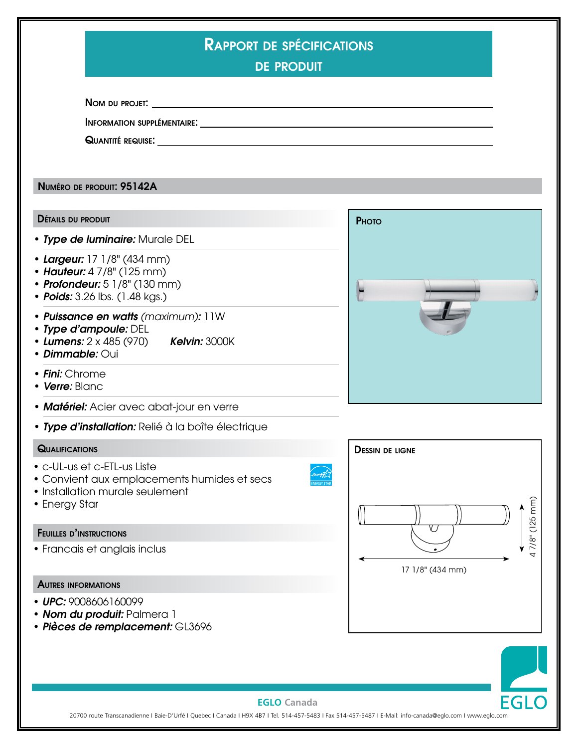# Rapport de spécifications de produit

**Nom du projet:** ______________________

**Information supplémentaire:** ______________________

**Quantité requise:** ______________________

## Numéro de produit: 95142A

### Détails du produit

- ***Type de luminaire:*** Murale DEL
- ***Largeur:*** 17 1/8" (434 mm)
- ***Hauteur:*** 4 7/8" (125 mm)
- ***Profondeur:*** 5 1/8" (130 mm)
- ***Poids:*** 3.26 lbs. (1.48 kgs.)
- ***Puissance en watts*** *(maximum):* 11W
- ***Type d'ampoule:*** DEL
- ***Lumens:*** 2 x 485 (970) ***Kelvin:*** 3000K
- ***Dimmable:*** Oui
- ***Fini:*** Chrome
- ***Verre:*** Blanc
- ***Matériel:*** Acier avec abat-jour en verre
- ***Type d'installation:*** Relié à la boîte électrique

### Photo

### Qualifications

- c-UL-us et c-ETL-us Liste
- Convient aux emplacements humides et secs
- Installation murale seulement
- Energy Star

### Dessin de ligne

17 1/8" (434 mm)

4 7/8" (125 mm)

### Feuilles d'instructions

- Francais et anglais inclus

### Autres informations

- ***UPC:*** 9008606160099
- ***Nom du produit:*** Palmera 1
- ***Pièces de remplacement:*** GL3696

**EGLO Canada**

20700 route Transcanadienne I Baie-D'Urfé I Quebec I Canada I H9X 4B7 I Tel. 514-457-5483 I Fax 514-457-5487 I E-Mail: info-canada@eglo.com I www.eglo.com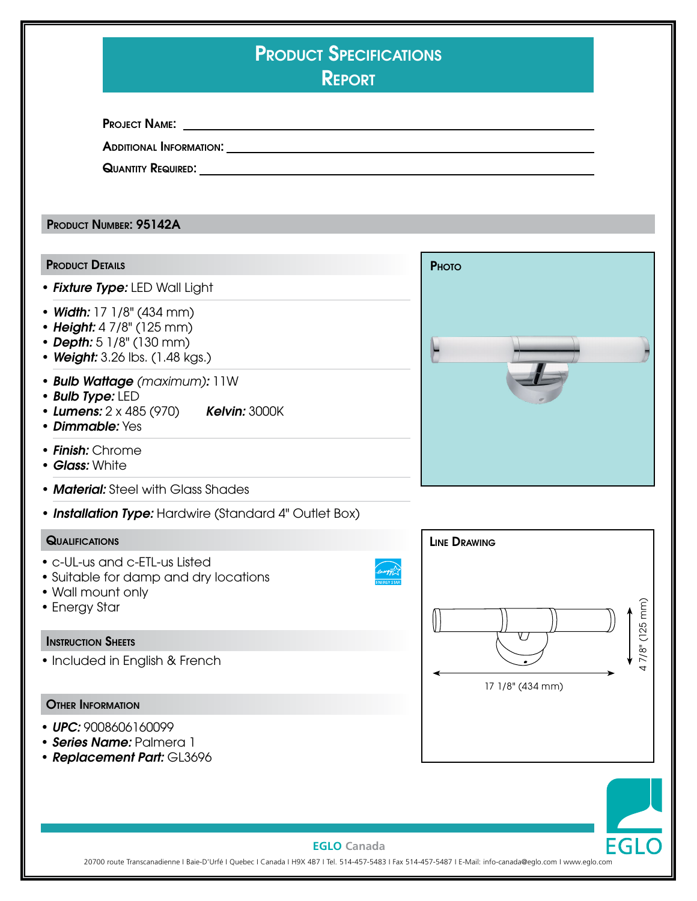# Product Specifications Report

**Project Name:** 

**Additional Information:** 

**Quantity Required:** 

## Product Number: 95142A

### Product Details

- ***Fixture Type:*** LED Wall Light

- ***Width:*** 17 1/8" (434 mm)
- ***Height:*** 4 7/8" (125 mm)
- ***Depth:*** 5 1/8" (130 mm)
- ***Weight:*** 3.26 lbs. (1.48 kgs.)

- ***Bulb Wattage** (maximum):* 11W
- ***Bulb Type:*** LED
- ***Lumens:*** 2 x 485 (970)  ***Kelvin:*** 3000K
- ***Dimmable:*** Yes

- ***Finish:*** Chrome
- ***Glass:*** White

- ***Material:*** Steel with Glass Shades

- ***Installation Type:*** Hardwire (Standard 4" Outlet Box)

### Photo

### Qualifications

- c-UL-us and c-ETL-us Listed
- Suitable for damp and dry locations
- Wall mount only
- Energy Star

### Line Drawing

4 7/8" (125 mm)

17 1/8" (434 mm)

### Instruction Sheets

- Included in English & French

### Other Information

- ***UPC:*** 9008606160099
- ***Series Name:*** Palmera 1
- ***Replacement Part:*** GL3696

**EGLO Canada**

20700 route Transcanadienne I Baie-D'Urfé I Quebec I Canada I H9X 4B7 I Tel. 514-457-5483 I Fax 514-457-5487 I E-Mail: info-canada@eglo.com I www.eglo.com